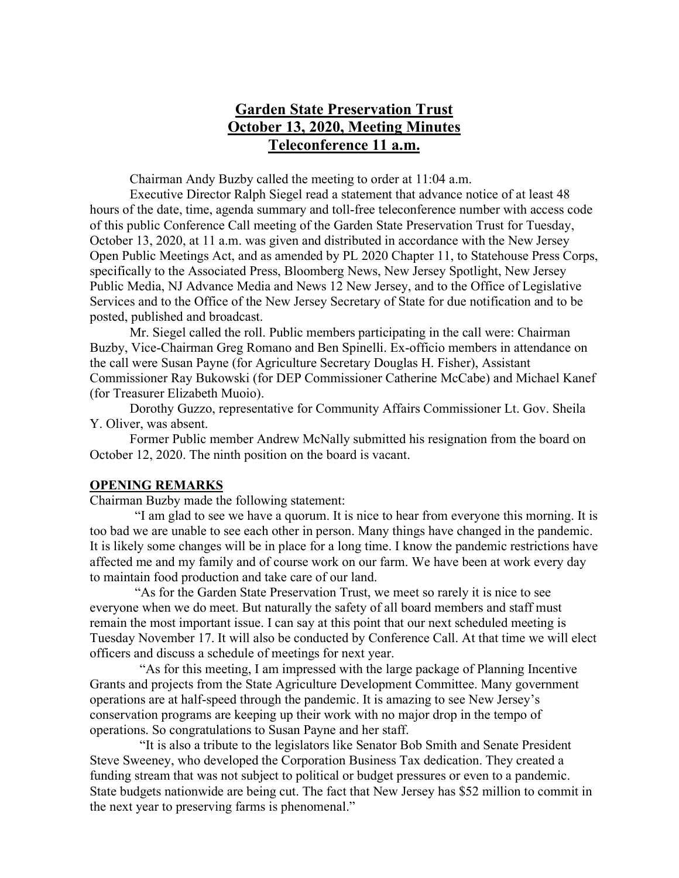# Garden State Preservation Trust
# October 13, 2020, Meeting Minutes
# Teleconference 11 a.m.

Chairman Andy Buzby called the meeting to order at 11:04 a.m.

Executive Director Ralph Siegel read a statement that advance notice of at least 48 hours of the date, time, agenda summary and toll-free teleconference number with access code of this public Conference Call meeting of the Garden State Preservation Trust for Tuesday, October 13, 2020, at 11 a.m. was given and distributed in accordance with the New Jersey Open Public Meetings Act, and as amended by PL 2020 Chapter 11, to Statehouse Press Corps, specifically to the Associated Press, Bloomberg News, New Jersey Spotlight, New Jersey Public Media, NJ Advance Media and News 12 New Jersey, and to the Office of Legislative Services and to the Office of the New Jersey Secretary of State for due notification and to be posted, published and broadcast.

Mr. Siegel called the roll. Public members participating in the call were: Chairman Buzby, Vice-Chairman Greg Romano and Ben Spinelli. Ex-officio members in attendance on the call were Susan Payne (for Agriculture Secretary Douglas H. Fisher), Assistant Commissioner Ray Bukowski (for DEP Commissioner Catherine McCabe) and Michael Kanef (for Treasurer Elizabeth Muoio).

Dorothy Guzzo, representative for Community Affairs Commissioner Lt. Gov. Sheila Y. Oliver, was absent.

Former Public member Andrew McNally submitted his resignation from the board on October 12, 2020. The ninth position on the board is vacant.

## OPENING REMARKS

Chairman Buzby made the following statement:

"I am glad to see we have a quorum. It is nice to hear from everyone this morning. It is too bad we are unable to see each other in person. Many things have changed in the pandemic. It is likely some changes will be in place for a long time. I know the pandemic restrictions have affected me and my family and of course work on our farm. We have been at work every day to maintain food production and take care of our land.

"As for the Garden State Preservation Trust, we meet so rarely it is nice to see everyone when we do meet. But naturally the safety of all board members and staff must remain the most important issue. I can say at this point that our next scheduled meeting is Tuesday November 17. It will also be conducted by Conference Call. At that time we will elect officers and discuss a schedule of meetings for next year.

"As for this meeting, I am impressed with the large package of Planning Incentive Grants and projects from the State Agriculture Development Committee. Many government operations are at half-speed through the pandemic. It is amazing to see New Jersey's conservation programs are keeping up their work with no major drop in the tempo of operations. So congratulations to Susan Payne and her staff.

"It is also a tribute to the legislators like Senator Bob Smith and Senate President Steve Sweeney, who developed the Corporation Business Tax dedication. They created a funding stream that was not subject to political or budget pressures or even to a pandemic. State budgets nationwide are being cut. The fact that New Jersey has $52 million to commit in the next year to preserving farms is phenomenal."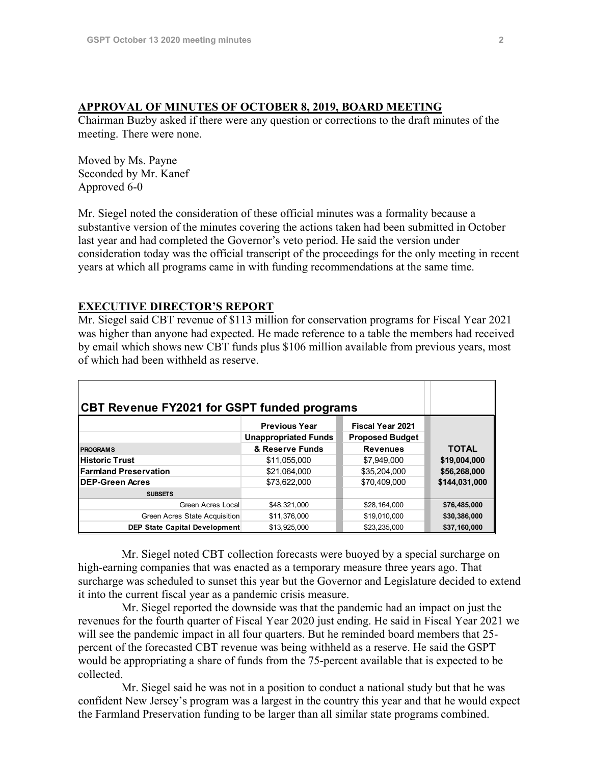## APPROVAL OF MINUTES OF OCTOBER 8, 2019, BOARD MEETING

Chairman Buzby asked if there were any question or corrections to the draft minutes of the meeting. There were none.

Moved by Ms. Payne
Seconded by Mr. Kanef
Approved 6-0

Mr. Siegel noted the consideration of these official minutes was a formality because a substantive version of the minutes covering the actions taken had been submitted in October last year and had completed the Governor's veto period. He said the version under consideration today was the official transcript of the proceedings for the only meeting in recent years at which all programs came in with funding recommendations at the same time.

## EXECUTIVE DIRECTOR'S REPORT

Mr. Siegel said CBT revenue of $113 million for conservation programs for Fiscal Year 2021 was higher than anyone had expected. He made reference to a table the members had received by email which shows new CBT funds plus $106 million available from previous years, most of which had been withheld as reserve.

**CBT Revenue FY2021 for GSPT funded programs**

| PROGRAMS | Previous Year Unappropriated Funds & Reserve Funds | Fiscal Year 2021 Proposed Budget Revenues | TOTAL |
|---|---|---|---|
| **Historic Trust** | $11,055,000 | $7,949,000 | **$19,004,000** |
| **Farmland Preservation** | $21,064,000 | $35,204,000 | **$56,268,000** |
| **DEP-Green Acres** | $73,622,000 | $70,409,000 | **$144,031,000** |
| **SUBSETS** | | | |
| Green Acres Local | $48,321,000 | $28,164,000 | **$76,485,000** |
| Green Acres State Acquisition | $11,376,000 | $19,010,000 | **$30,386,000** |
| **DEP State Capital Development** | $13,925,000 | $23,235,000 | **$37,160,000** |

Mr. Siegel noted CBT collection forecasts were buoyed by a special surcharge on high-earning companies that was enacted as a temporary measure three years ago. That surcharge was scheduled to sunset this year but the Governor and Legislature decided to extend it into the current fiscal year as a pandemic crisis measure.

Mr. Siegel reported the downside was that the pandemic had an impact on just the revenues for the fourth quarter of Fiscal Year 2020 just ending. He said in Fiscal Year 2021 we will see the pandemic impact in all four quarters. But he reminded board members that 25-percent of the forecasted CBT revenue was being withheld as a reserve. He said the GSPT would be appropriating a share of funds from the 75-percent available that is expected to be collected.

Mr. Siegel said he was not in a position to conduct a national study but that he was confident New Jersey's program was a largest in the country this year and that he would expect the Farmland Preservation funding to be larger than all similar state programs combined.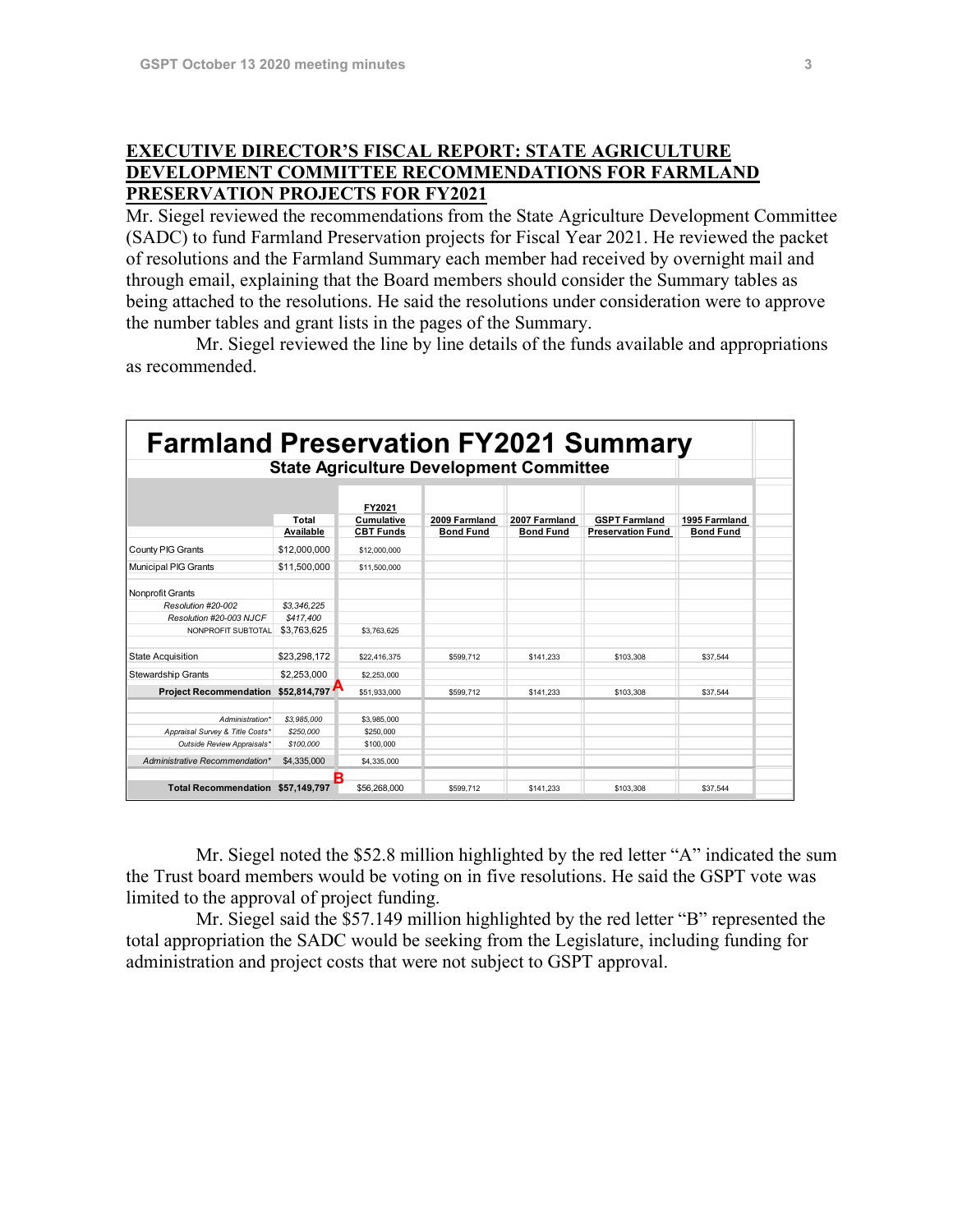## EXECUTIVE DIRECTOR'S FISCAL REPORT: STATE AGRICULTURE DEVELOPMENT COMMITTEE RECOMMENDATIONS FOR FARMLAND PRESERVATION PROJECTS FOR FY2021

Mr. Siegel reviewed the recommendations from the State Agriculture Development Committee (SADC) to fund Farmland Preservation projects for Fiscal Year 2021. He reviewed the packet of resolutions and the Farmland Summary each member had received by overnight mail and through email, explaining that the Board members should consider the Summary tables as being attached to the resolutions. He said the resolutions under consideration were to approve the number tables and grant lists in the pages of the Summary.

Mr. Siegel reviewed the line by line details of the funds available and appropriations as recommended.

**Farmland Preservation FY2021 Summary**

**State Agriculture Development Committee**

| | Total Available | FY2021 Cumulative CBT Funds | 2009 Farmland Bond Fund | 2007 Farmland Bond Fund | GSPT Farmland Preservation Fund | 1995 Farmland Bond Fund |
|---|---|---|---|---|---|---|
| County PIG Grants | $12,000,000 | $12,000,000 | | | | |
| Municipal PIG Grants | $11,500,000 | $11,500,000 | | | | |
| Nonprofit Grants | | | | | | |
| *Resolution #20-002* | *$3,346,225* | | | | | |
| *Resolution #20-003 NJCF* | *$417,400* | | | | | |
| NONPROFIT SUBTOTAL | $3,763,625 | $3,763,625 | | | | |
| State Acquisition | $23,298,172 | $22,416,375 | $599,712 | $141,233 | $103,308 | $37,544 |
| Stewardship Grants | $2,253,000 | $2,253,000 | | | | |
| **Project Recommendation** | **$52,814,797** A | $51,933,000 | $599,712 | $141,233 | $103,308 | $37,544 |
| *Administration** | *$3,985,000* | $3,985,000 | | | | |
| *Appraisal Survey & Title Costs** | *$250,000* | $250,000 | | | | |
| *Outside Review Appraisals** | *$100,000* | $100,000 | | | | |
| *Administrative Recommendation** | $4,335,000 | $4,335,000 | | | | |
| **Total Recommendation** | **$57,149,797** B | $56,268,000 | $599,712 | $141,233 | $103,308 | $37,544 |

Mr. Siegel noted the $52.8 million highlighted by the red letter "A" indicated the sum the Trust board members would be voting on in five resolutions. He said the GSPT vote was limited to the approval of project funding.

Mr. Siegel said the $57.149 million highlighted by the red letter "B" represented the total appropriation the SADC would be seeking from the Legislature, including funding for administration and project costs that were not subject to GSPT approval.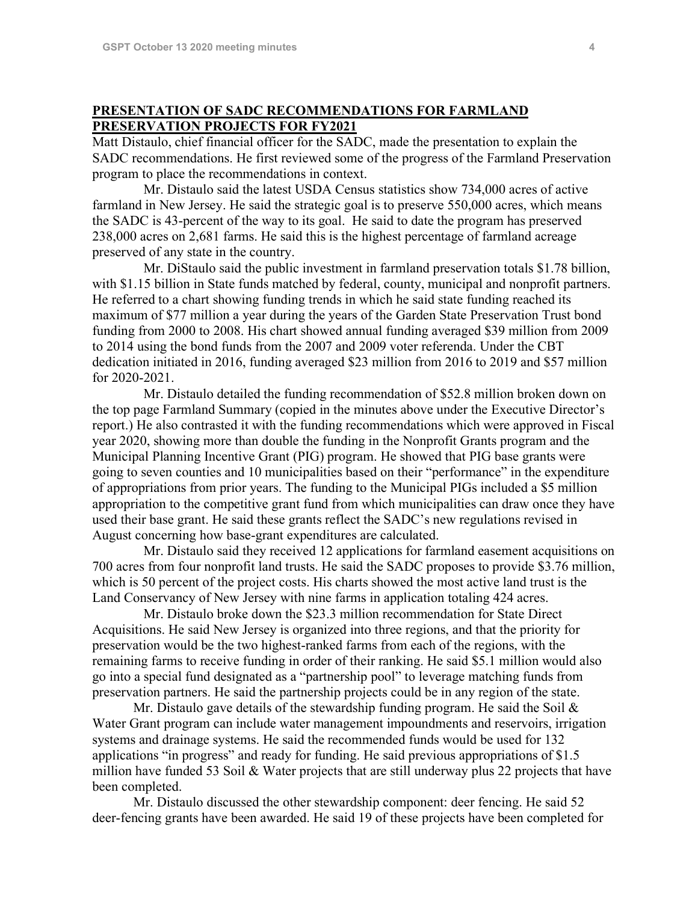## PRESENTATION OF SADC RECOMMENDATIONS FOR FARMLAND PRESERVATION PROJECTS FOR FY2021

Matt Distaulo, chief financial officer for the SADC, made the presentation to explain the SADC recommendations. He first reviewed some of the progress of the Farmland Preservation program to place the recommendations in context.

Mr. Distaulo said the latest USDA Census statistics show 734,000 acres of active farmland in New Jersey. He said the strategic goal is to preserve 550,000 acres, which means the SADC is 43-percent of the way to its goal. He said to date the program has preserved 238,000 acres on 2,681 farms. He said this is the highest percentage of farmland acreage preserved of any state in the country.

Mr. DiStaulo said the public investment in farmland preservation totals $1.78 billion, with $1.15 billion in State funds matched by federal, county, municipal and nonprofit partners. He referred to a chart showing funding trends in which he said state funding reached its maximum of $77 million a year during the years of the Garden State Preservation Trust bond funding from 2000 to 2008. His chart showed annual funding averaged $39 million from 2009 to 2014 using the bond funds from the 2007 and 2009 voter referenda. Under the CBT dedication initiated in 2016, funding averaged $23 million from 2016 to 2019 and $57 million for 2020-2021.

Mr. Distaulo detailed the funding recommendation of $52.8 million broken down on the top page Farmland Summary (copied in the minutes above under the Executive Director's report.) He also contrasted it with the funding recommendations which were approved in Fiscal year 2020, showing more than double the funding in the Nonprofit Grants program and the Municipal Planning Incentive Grant (PIG) program. He showed that PIG base grants were going to seven counties and 10 municipalities based on their "performance" in the expenditure of appropriations from prior years. The funding to the Municipal PIGs included a $5 million appropriation to the competitive grant fund from which municipalities can draw once they have used their base grant. He said these grants reflect the SADC's new regulations revised in August concerning how base-grant expenditures are calculated.

Mr. Distaulo said they received 12 applications for farmland easement acquisitions on 700 acres from four nonprofit land trusts. He said the SADC proposes to provide $3.76 million, which is 50 percent of the project costs. His charts showed the most active land trust is the Land Conservancy of New Jersey with nine farms in application totaling 424 acres.

Mr. Distaulo broke down the $23.3 million recommendation for State Direct Acquisitions. He said New Jersey is organized into three regions, and that the priority for preservation would be the two highest-ranked farms from each of the regions, with the remaining farms to receive funding in order of their ranking. He said $5.1 million would also go into a special fund designated as a "partnership pool" to leverage matching funds from preservation partners. He said the partnership projects could be in any region of the state.

Mr. Distaulo gave details of the stewardship funding program. He said the Soil & Water Grant program can include water management impoundments and reservoirs, irrigation systems and drainage systems. He said the recommended funds would be used for 132 applications "in progress" and ready for funding. He said previous appropriations of $1.5 million have funded 53 Soil & Water projects that are still underway plus 22 projects that have been completed.

Mr. Distaulo discussed the other stewardship component: deer fencing. He said 52 deer-fencing grants have been awarded. He said 19 of these projects have been completed for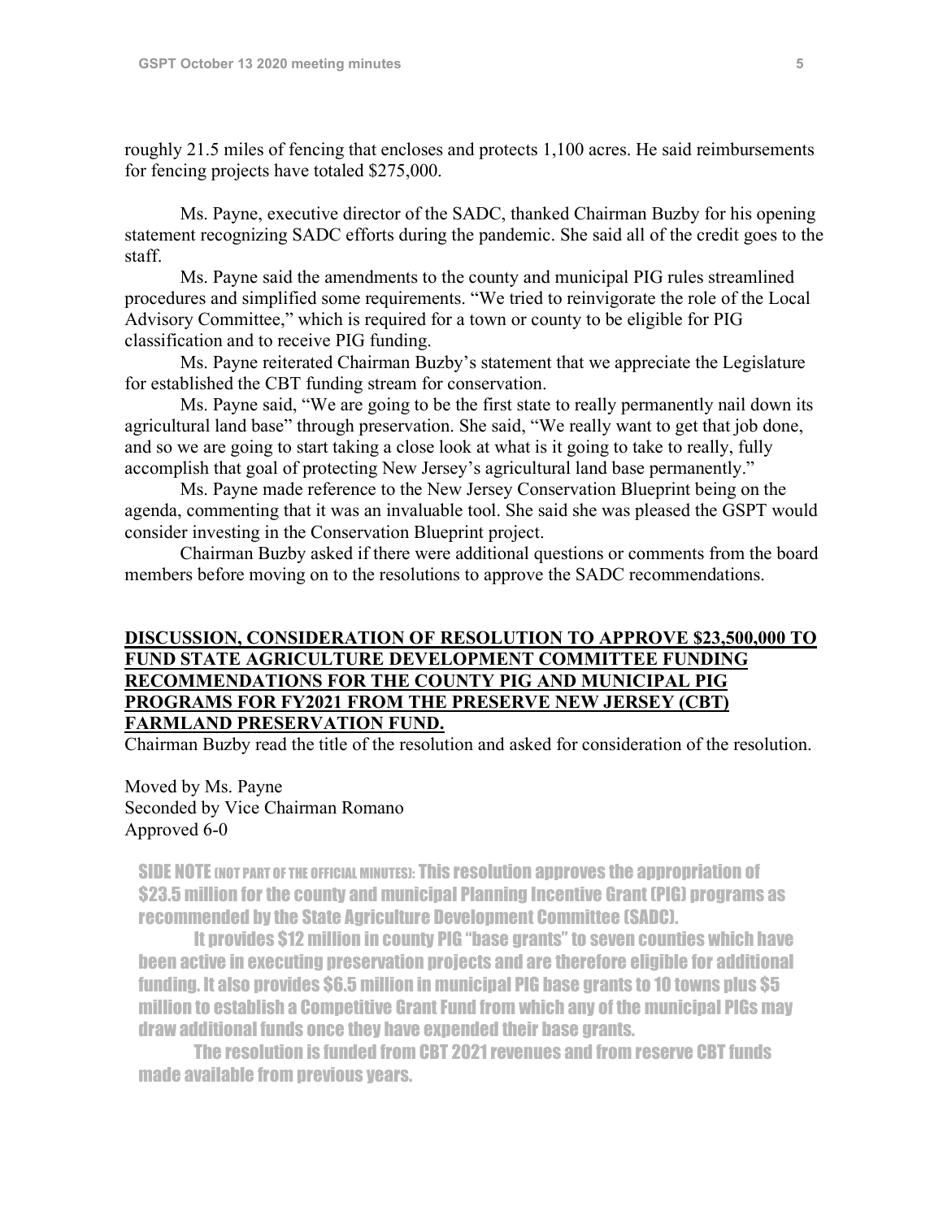roughly 21.5 miles of fencing that encloses and protects 1,100 acres. He said reimbursements for fencing projects have totaled $275,000.

Ms. Payne, executive director of the SADC, thanked Chairman Buzby for his opening statement recognizing SADC efforts during the pandemic. She said all of the credit goes to the staff.

Ms. Payne said the amendments to the county and municipal PIG rules streamlined procedures and simplified some requirements. "We tried to reinvigorate the role of the Local Advisory Committee," which is required for a town or county to be eligible for PIG classification and to receive PIG funding.

Ms. Payne reiterated Chairman Buzby's statement that we appreciate the Legislature for established the CBT funding stream for conservation.

Ms. Payne said, "We are going to be the first state to really permanently nail down its agricultural land base" through preservation. She said, "We really want to get that job done, and so we are going to start taking a close look at what is it going to take to really, fully accomplish that goal of protecting New Jersey's agricultural land base permanently."

Ms. Payne made reference to the New Jersey Conservation Blueprint being on the agenda, commenting that it was an invaluable tool. She said she was pleased the GSPT would consider investing in the Conservation Blueprint project.

Chairman Buzby asked if there were additional questions or comments from the board members before moving on to the resolutions to approve the SADC recommendations.

**DISCUSSION, CONSIDERATION OF RESOLUTION TO APPROVE $23,500,000 TO FUND STATE AGRICULTURE DEVELOPMENT COMMITTEE FUNDING RECOMMENDATIONS FOR THE COUNTY PIG AND MUNICIPAL PIG PROGRAMS FOR FY2021 FROM THE PRESERVE NEW JERSEY (CBT) FARMLAND PRESERVATION FUND.**

Chairman Buzby read the title of the resolution and asked for consideration of the resolution.

Moved by Ms. Payne
Seconded by Vice Chairman Romano
Approved 6-0

SIDE NOTE (NOT PART OF THE OFFICIAL MINUTES): This resolution approves the appropriation of $23.5 million for the county and municipal Planning Incentive Grant (PIG) programs as recommended by the State Agriculture Development Committee (SADC).

It provides $12 million in county PIG "base grants" to seven counties which have been active in executing preservation projects and are therefore eligible for additional funding. It also provides $6.5 million in municipal PIG base grants to 10 towns plus $5 million to establish a Competitive Grant Fund from which any of the municipal PIGs may draw additional funds once they have expended their base grants.

The resolution is funded from CBT 2021 revenues and from reserve CBT funds made available from previous years.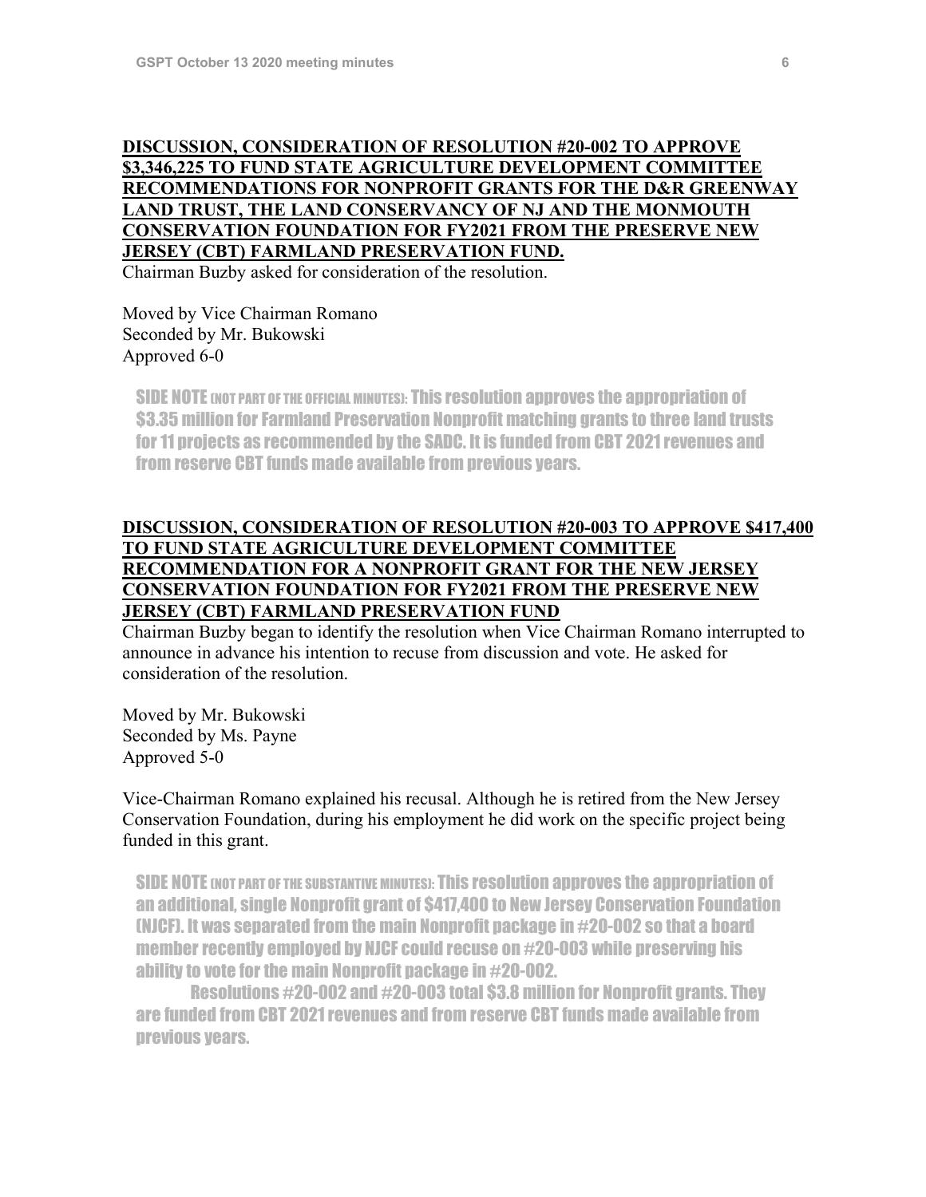**DISCUSSION, CONSIDERATION OF RESOLUTION #20-002 TO APPROVE $3,346,225 TO FUND STATE AGRICULTURE DEVELOPMENT COMMITTEE RECOMMENDATIONS FOR NONPROFIT GRANTS FOR THE D&R GREENWAY LAND TRUST, THE LAND CONSERVANCY OF NJ AND THE MONMOUTH CONSERVATION FOUNDATION FOR FY2021 FROM THE PRESERVE NEW JERSEY (CBT) FARMLAND PRESERVATION FUND.**

Chairman Buzby asked for consideration of the resolution.

Moved by Vice Chairman Romano
Seconded by Mr. Bukowski
Approved 6-0

SIDE NOTE (NOT PART OF THE OFFICIAL MINUTES): This resolution approves the appropriation of $3.35 million for Farmland Preservation Nonprofit matching grants to three land trusts for 11 projects as recommended by the SADC. It is funded from CBT 2021 revenues and from reserve CBT funds made available from previous years.

**DISCUSSION, CONSIDERATION OF RESOLUTION #20-003 TO APPROVE $417,400 TO FUND STATE AGRICULTURE DEVELOPMENT COMMITTEE RECOMMENDATION FOR A NONPROFIT GRANT FOR THE NEW JERSEY CONSERVATION FOUNDATION FOR FY2021 FROM THE PRESERVE NEW JERSEY (CBT) FARMLAND PRESERVATION FUND**

Chairman Buzby began to identify the resolution when Vice Chairman Romano interrupted to announce in advance his intention to recuse from discussion and vote. He asked for consideration of the resolution.

Moved by Mr. Bukowski
Seconded by Ms. Payne
Approved 5-0

Vice-Chairman Romano explained his recusal. Although he is retired from the New Jersey Conservation Foundation, during his employment he did work on the specific project being funded in this grant.

SIDE NOTE (NOT PART OF THE SUBSTANTIVE MINUTES): This resolution approves the appropriation of an additional, single Nonprofit grant of $417,400 to New Jersey Conservation Foundation (NJCF). It was separated from the main Nonprofit package in #20-002 so that a board member recently employed by NJCF could recuse on #20-003 while preserving his ability to vote for the main Nonprofit package in #20-002.

Resolutions #20-002 and #20-003 total $3.8 million for Nonprofit grants. They are funded from CBT 2021 revenues and from reserve CBT funds made available from previous years.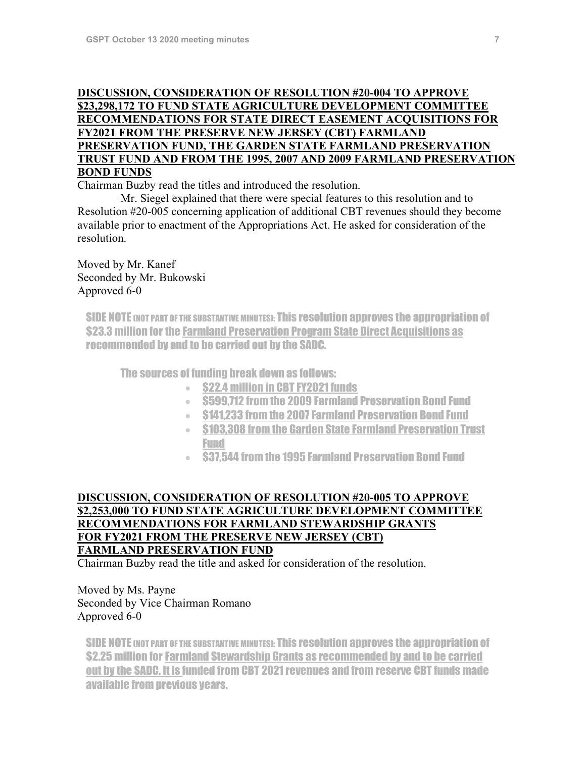**DISCUSSION, CONSIDERATION OF RESOLUTION #20-004 TO APPROVE $23,298,172 TO FUND STATE AGRICULTURE DEVELOPMENT COMMITTEE RECOMMENDATIONS FOR STATE DIRECT EASEMENT ACQUISITIONS FOR FY2021 FROM THE PRESERVE NEW JERSEY (CBT) FARMLAND PRESERVATION FUND, THE GARDEN STATE FARMLAND PRESERVATION TRUST FUND AND FROM THE 1995, 2007 AND 2009 FARMLAND PRESERVATION BOND FUNDS**

Chairman Buzby read the titles and introduced the resolution.

Mr. Siegel explained that there were special features to this resolution and to Resolution #20-005 concerning application of additional CBT revenues should they become available prior to enactment of the Appropriations Act. He asked for consideration of the resolution.

Moved by Mr. Kanef
Seconded by Mr. Bukowski
Approved 6-0

SIDE NOTE (NOT PART OF THE SUBSTANTIVE MINUTES): This resolution approves the appropriation of $23.3 million for the Farmland Preservation Program State Direct Acquisitions as recommended by and to be carried out by the SADC.

The sources of funding break down as follows:

- $22.4 million in CBT FY2021 funds
- $599,712 from the 2009 Farmland Preservation Bond Fund
- $141,233 from the 2007 Farmland Preservation Bond Fund
- $103,308 from the Garden State Farmland Preservation Trust Fund
- $37,544 from the 1995 Farmland Preservation Bond Fund

**DISCUSSION, CONSIDERATION OF RESOLUTION #20-005 TO APPROVE $2,253,000 TO FUND STATE AGRICULTURE DEVELOPMENT COMMITTEE RECOMMENDATIONS FOR FARMLAND STEWARDSHIP GRANTS FOR FY2021 FROM THE PRESERVE NEW JERSEY (CBT) FARMLAND PRESERVATION FUND**

Chairman Buzby read the title and asked for consideration of the resolution.

Moved by Ms. Payne
Seconded by Vice Chairman Romano
Approved 6-0

SIDE NOTE (NOT PART OF THE SUBSTANTIVE MINUTES): This resolution approves the appropriation of $2.25 million for Farmland Stewardship Grants as recommended by and to be carried out by the SADC. It is funded from CBT 2021 revenues and from reserve CBT funds made available from previous years.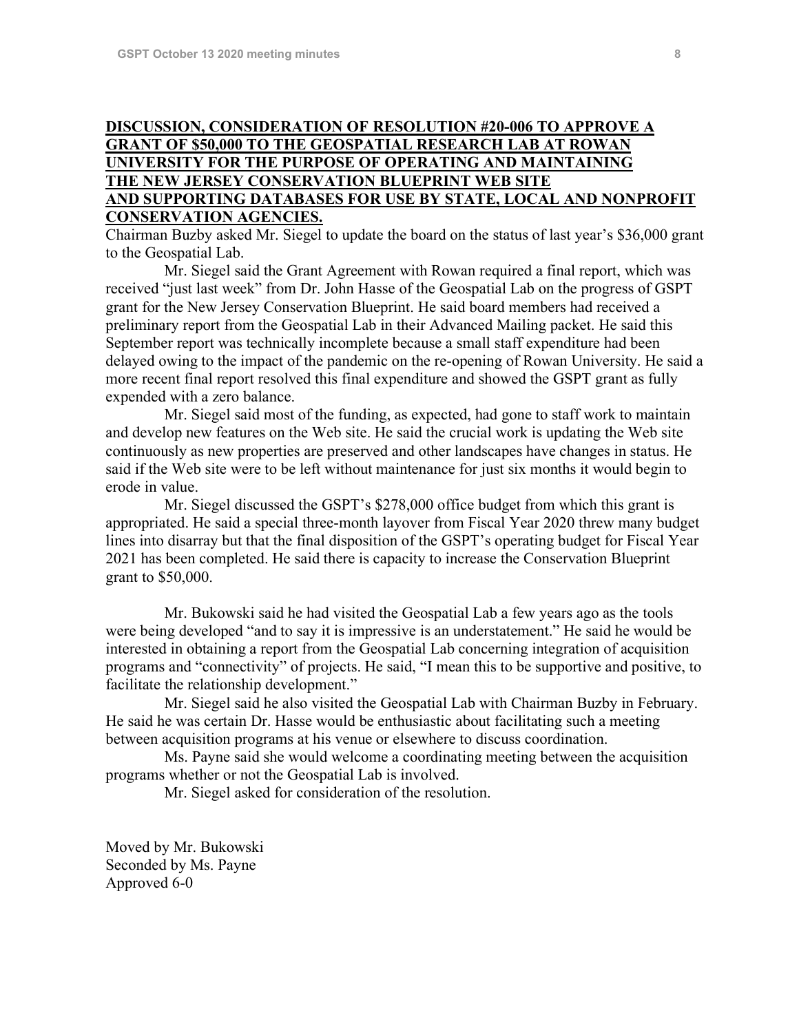**DISCUSSION, CONSIDERATION OF RESOLUTION #20-006 TO APPROVE A GRANT OF $50,000 TO THE GEOSPATIAL RESEARCH LAB AT ROWAN UNIVERSITY FOR THE PURPOSE OF OPERATING AND MAINTAINING THE NEW JERSEY CONSERVATION BLUEPRINT WEB SITE AND SUPPORTING DATABASES FOR USE BY STATE, LOCAL AND NONPROFIT CONSERVATION AGENCIES.**

Chairman Buzby asked Mr. Siegel to update the board on the status of last year's $36,000 grant to the Geospatial Lab.

Mr. Siegel said the Grant Agreement with Rowan required a final report, which was received "just last week" from Dr. John Hasse of the Geospatial Lab on the progress of GSPT grant for the New Jersey Conservation Blueprint. He said board members had received a preliminary report from the Geospatial Lab in their Advanced Mailing packet. He said this September report was technically incomplete because a small staff expenditure had been delayed owing to the impact of the pandemic on the re-opening of Rowan University. He said a more recent final report resolved this final expenditure and showed the GSPT grant as fully expended with a zero balance.

Mr. Siegel said most of the funding, as expected, had gone to staff work to maintain and develop new features on the Web site. He said the crucial work is updating the Web site continuously as new properties are preserved and other landscapes have changes in status. He said if the Web site were to be left without maintenance for just six months it would begin to erode in value.

Mr. Siegel discussed the GSPT's $278,000 office budget from which this grant is appropriated. He said a special three-month layover from Fiscal Year 2020 threw many budget lines into disarray but that the final disposition of the GSPT's operating budget for Fiscal Year 2021 has been completed. He said there is capacity to increase the Conservation Blueprint grant to $50,000.

Mr. Bukowski said he had visited the Geospatial Lab a few years ago as the tools were being developed "and to say it is impressive is an understatement." He said he would be interested in obtaining a report from the Geospatial Lab concerning integration of acquisition programs and "connectivity" of projects. He said, "I mean this to be supportive and positive, to facilitate the relationship development."

Mr. Siegel said he also visited the Geospatial Lab with Chairman Buzby in February. He said he was certain Dr. Hasse would be enthusiastic about facilitating such a meeting between acquisition programs at his venue or elsewhere to discuss coordination.

Ms. Payne said she would welcome a coordinating meeting between the acquisition programs whether or not the Geospatial Lab is involved.

Mr. Siegel asked for consideration of the resolution.

Moved by Mr. Bukowski
Seconded by Ms. Payne
Approved 6-0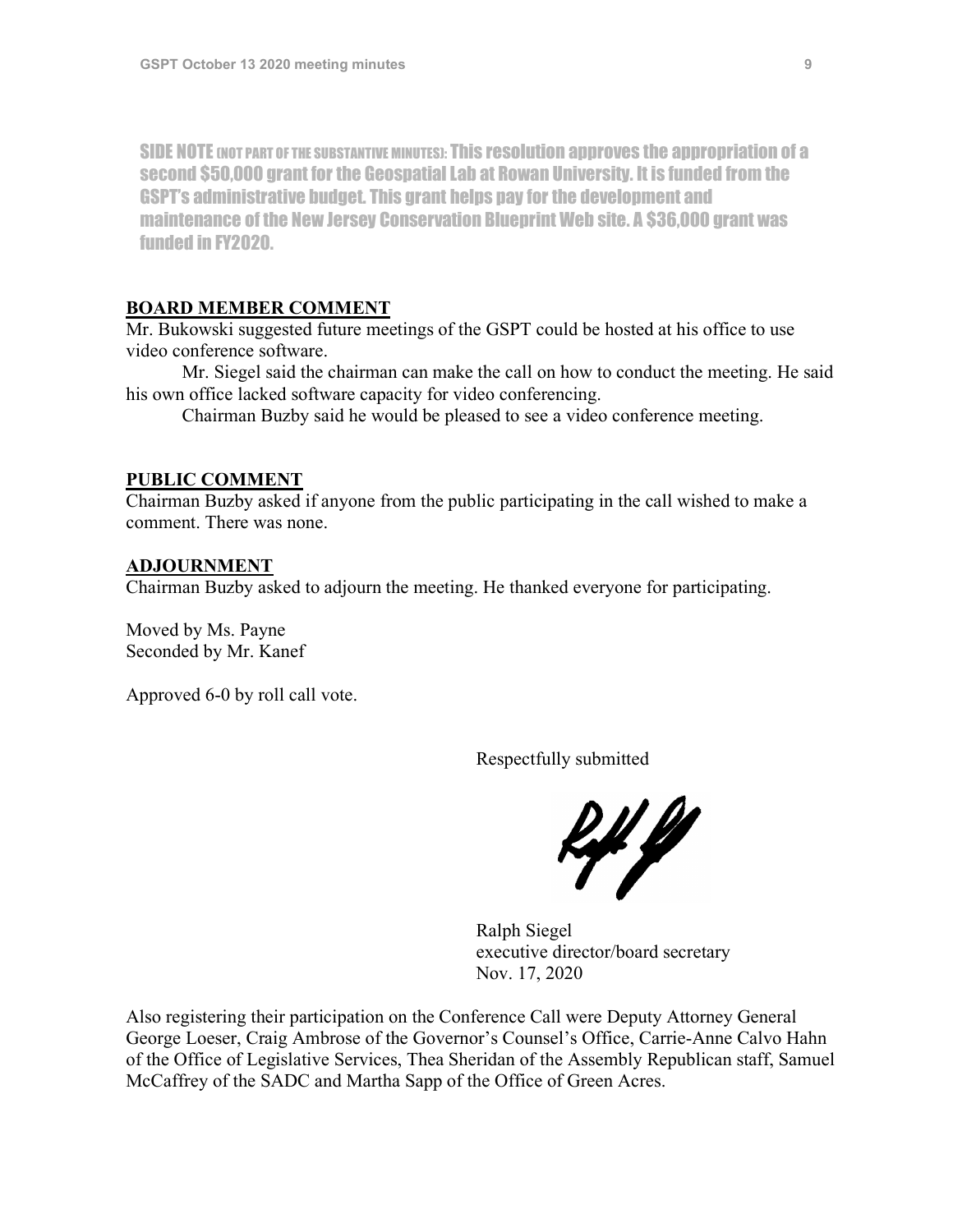SIDE NOTE (NOT PART OF THE SUBSTANTIVE MINUTES): This resolution approves the appropriation of a second $50,000 grant for the Geospatial Lab at Rowan University. It is funded from the GSPT's administrative budget. This grant helps pay for the development and maintenance of the New Jersey Conservation Blueprint Web site. A $36,000 grant was funded in FY2020.

**BOARD MEMBER COMMENT**

Mr. Bukowski suggested future meetings of the GSPT could be hosted at his office to use video conference software.

Mr. Siegel said the chairman can make the call on how to conduct the meeting. He said his own office lacked software capacity for video conferencing.

Chairman Buzby said he would be pleased to see a video conference meeting.

**PUBLIC COMMENT**

Chairman Buzby asked if anyone from the public participating in the call wished to make a comment. There was none.

**ADJOURNMENT**

Chairman Buzby asked to adjourn the meeting. He thanked everyone for participating.

Moved by Ms. Payne
Seconded by Mr. Kanef

Approved 6-0 by roll call vote.

Respectfully submitted

Ralph Siegel
executive director/board secretary
Nov. 17, 2020

Also registering their participation on the Conference Call were Deputy Attorney General George Loeser, Craig Ambrose of the Governor's Counsel's Office, Carrie-Anne Calvo Hahn of the Office of Legislative Services, Thea Sheridan of the Assembly Republican staff, Samuel McCaffrey of the SADC and Martha Sapp of the Office of Green Acres.